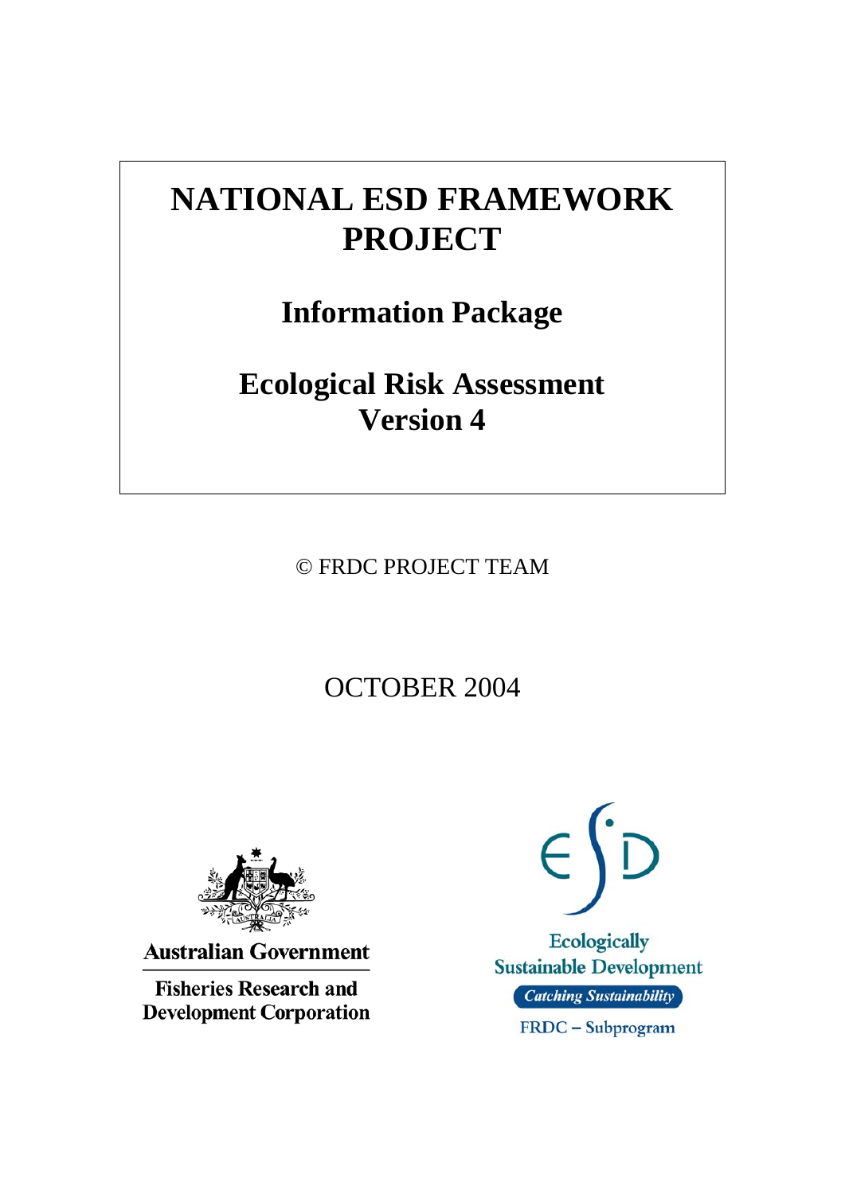# NATIONAL ESD FRAMEWORK PROJECT

## Information Package

## Ecological Risk Assessment
## Version 4

© FRDC PROJECT TEAM

OCTOBER 2004

Australian Government

Fisheries Research and Development Corporation

Ecologically Sustainable Development

*Catching Sustainability*

FRDC – Subprogram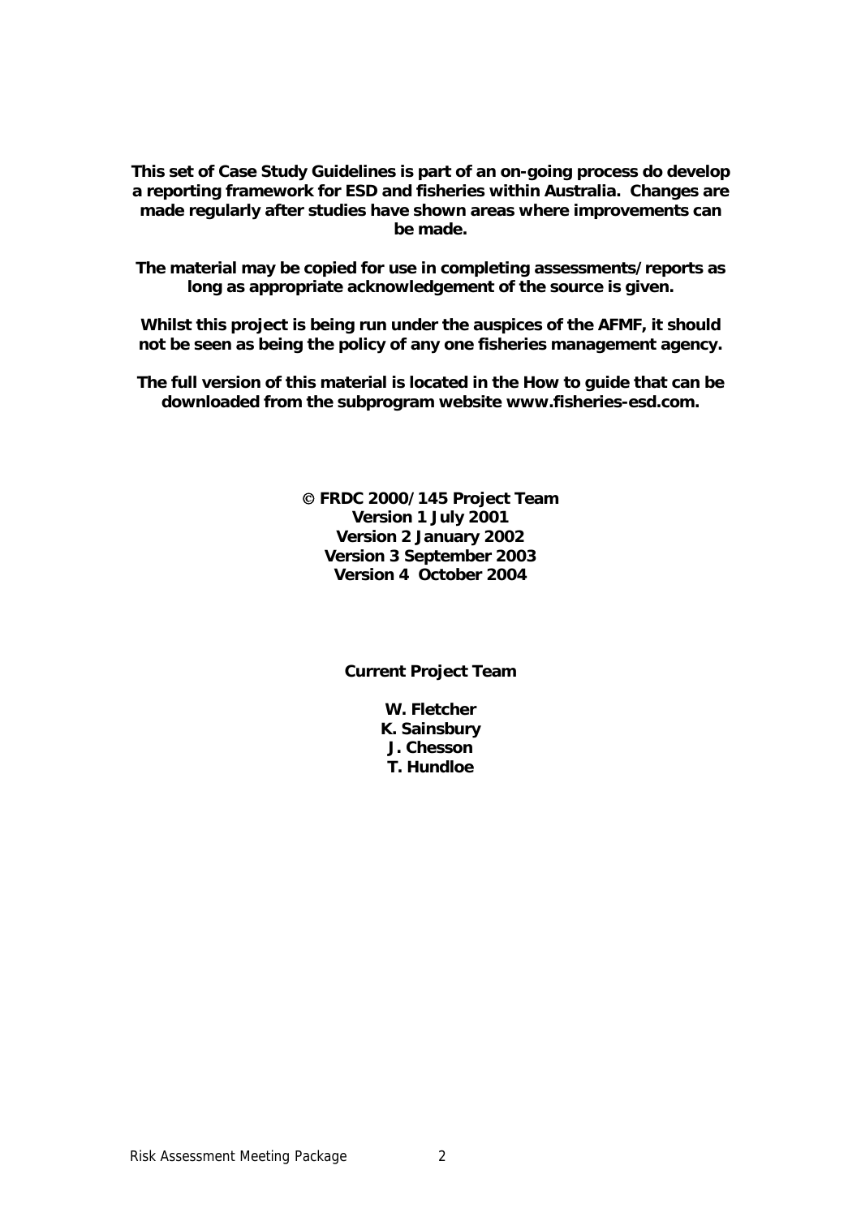**This set of Case Study Guidelines is part of an on-going process do develop a reporting framework for ESD and fisheries within Australia. Changes are made regularly after studies have shown areas where improvements can be made.**

**The material may be copied for use in completing assessments/reports as long as appropriate acknowledgement of the source is given.**

**Whilst this project is being run under the auspices of the AFMF, it should not be seen as being the policy of any one fisheries management agency.**

**The full version of this material is located in the How to guide that can be downloaded from the subprogram website www.fisheries-esd.com.**

**© FRDC 2000/145 Project Team**
**Version 1 July 2001**
**Version 2 January 2002**
**Version 3 September 2003**
**Version 4 October 2004**

**Current Project Team**

**W. Fletcher**
**K. Sainsbury**
**J. Chesson**
**T. Hundloe**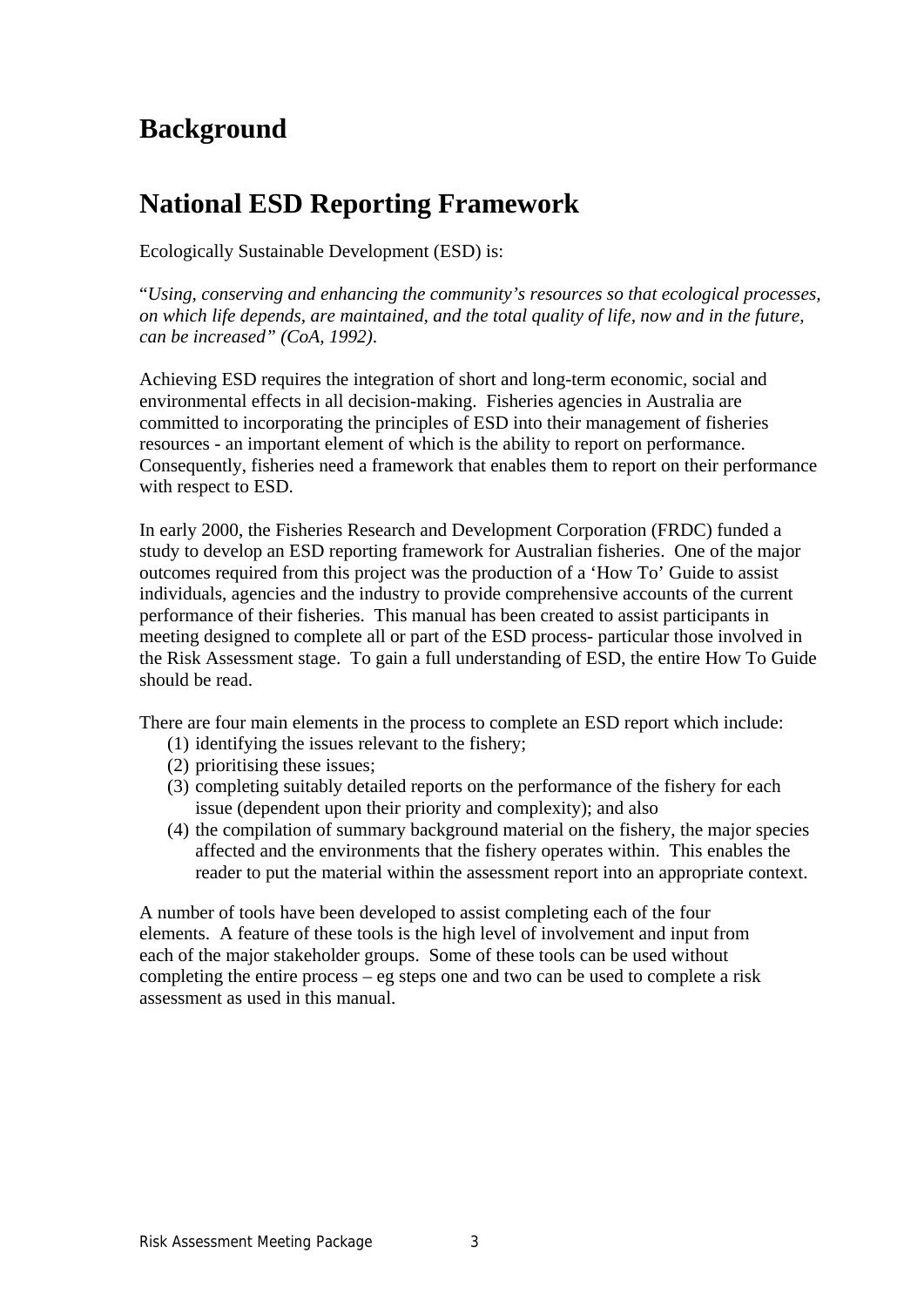# Background

# National ESD Reporting Framework

Ecologically Sustainable Development (ESD) is:

"*Using, conserving and enhancing the community's resources so that ecological processes, on which life depends, are maintained, and the total quality of life, now and in the future, can be increased" (CoA, 1992)*.

Achieving ESD requires the integration of short and long-term economic, social and environmental effects in all decision-making. Fisheries agencies in Australia are committed to incorporating the principles of ESD into their management of fisheries resources - an important element of which is the ability to report on performance. Consequently, fisheries need a framework that enables them to report on their performance with respect to ESD.

In early 2000, the Fisheries Research and Development Corporation (FRDC) funded a study to develop an ESD reporting framework for Australian fisheries. One of the major outcomes required from this project was the production of a 'How To' Guide to assist individuals, agencies and the industry to provide comprehensive accounts of the current performance of their fisheries. This manual has been created to assist participants in meeting designed to complete all or part of the ESD process- particular those involved in the Risk Assessment stage. To gain a full understanding of ESD, the entire How To Guide should be read.

There are four main elements in the process to complete an ESD report which include:

(1) identifying the issues relevant to the fishery;
(2) prioritising these issues;
(3) completing suitably detailed reports on the performance of the fishery for each issue (dependent upon their priority and complexity); and also
(4) the compilation of summary background material on the fishery, the major species affected and the environments that the fishery operates within. This enables the reader to put the material within the assessment report into an appropriate context.

A number of tools have been developed to assist completing each of the four elements. A feature of these tools is the high level of involvement and input from each of the major stakeholder groups. Some of these tools can be used without completing the entire process – eg steps one and two can be used to complete a risk assessment as used in this manual.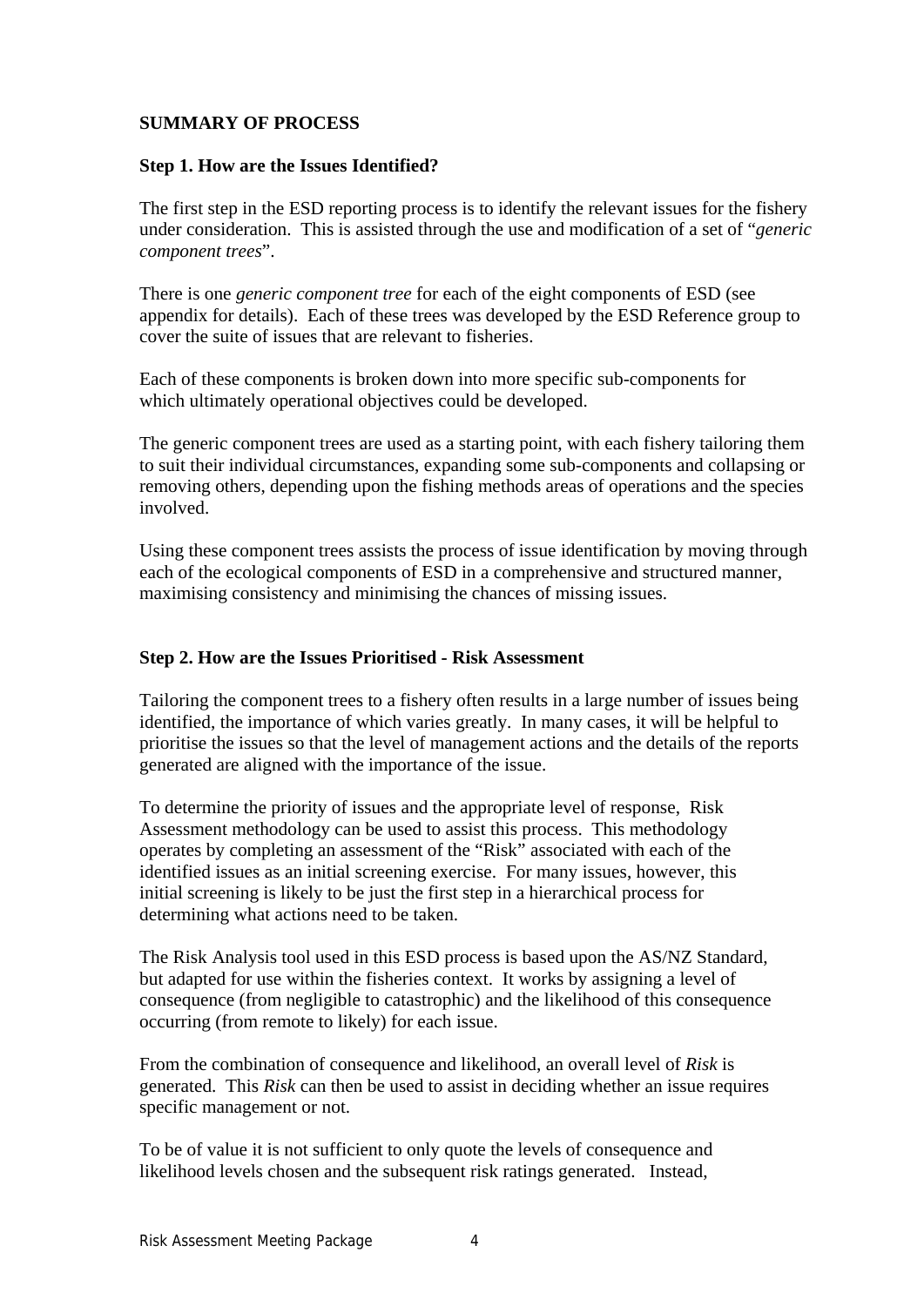**SUMMARY OF PROCESS**

**Step 1. How are the Issues Identified?**

The first step in the ESD reporting process is to identify the relevant issues for the fishery under consideration. This is assisted through the use and modification of a set of "*generic component trees*".

There is one *generic component tree* for each of the eight components of ESD (see appendix for details). Each of these trees was developed by the ESD Reference group to cover the suite of issues that are relevant to fisheries.

Each of these components is broken down into more specific sub-components for which ultimately operational objectives could be developed.

The generic component trees are used as a starting point, with each fishery tailoring them to suit their individual circumstances, expanding some sub-components and collapsing or removing others, depending upon the fishing methods areas of operations and the species involved.

Using these component trees assists the process of issue identification by moving through each of the ecological components of ESD in a comprehensive and structured manner, maximising consistency and minimising the chances of missing issues.

**Step 2. How are the Issues Prioritised - Risk Assessment**

Tailoring the component trees to a fishery often results in a large number of issues being identified, the importance of which varies greatly. In many cases, it will be helpful to prioritise the issues so that the level of management actions and the details of the reports generated are aligned with the importance of the issue.

To determine the priority of issues and the appropriate level of response, Risk Assessment methodology can be used to assist this process. This methodology operates by completing an assessment of the "Risk" associated with each of the identified issues as an initial screening exercise. For many issues, however, this initial screening is likely to be just the first step in a hierarchical process for determining what actions need to be taken.

The Risk Analysis tool used in this ESD process is based upon the AS/NZ Standard, but adapted for use within the fisheries context. It works by assigning a level of consequence (from negligible to catastrophic) and the likelihood of this consequence occurring (from remote to likely) for each issue.

From the combination of consequence and likelihood, an overall level of *Risk* is generated. This *Risk* can then be used to assist in deciding whether an issue requires specific management or not.

To be of value it is not sufficient to only quote the levels of consequence and likelihood levels chosen and the subsequent risk ratings generated. Instead,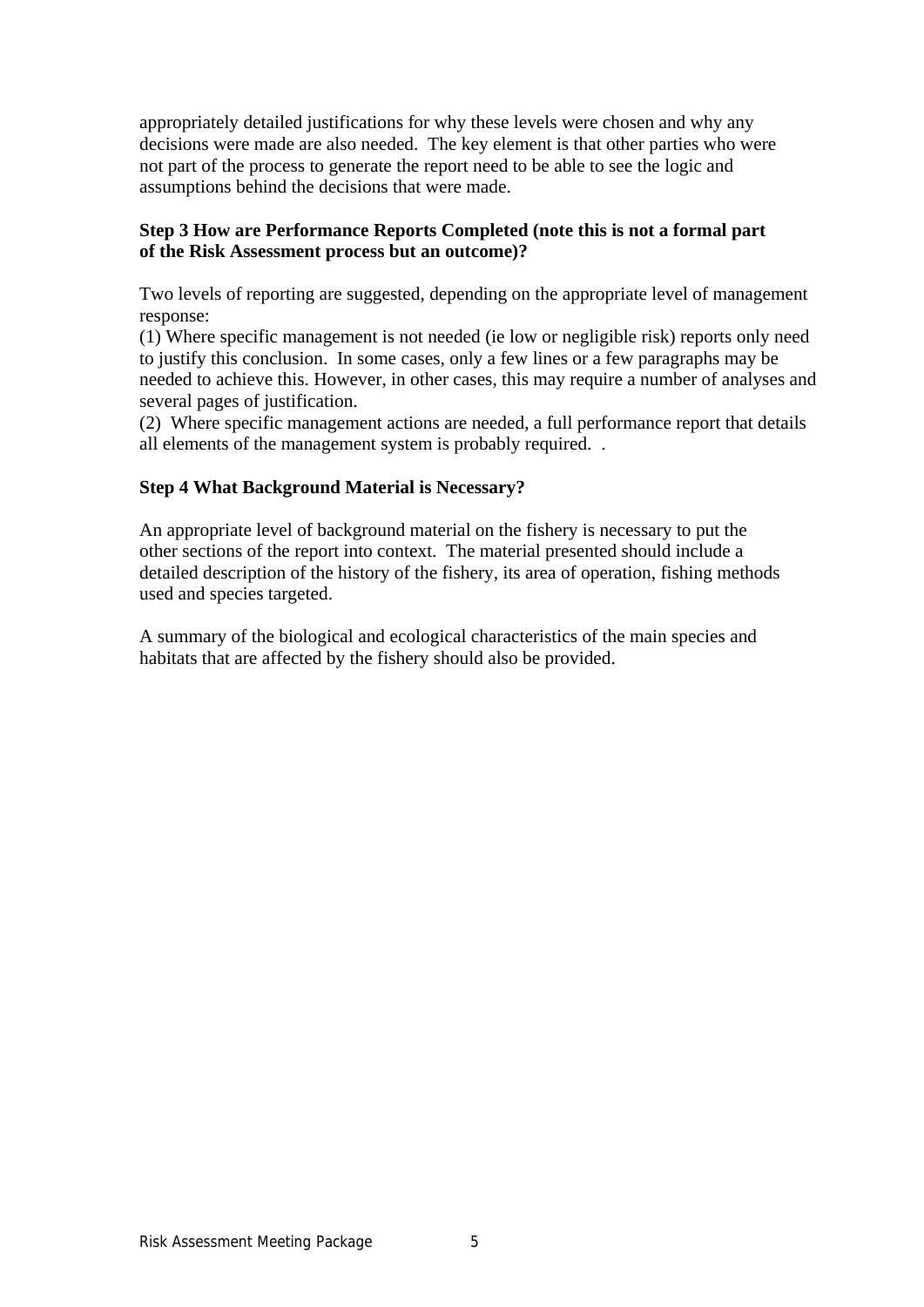appropriately detailed justifications for why these levels were chosen and why any decisions were made are also needed.  The key element is that other parties who were not part of the process to generate the report need to be able to see the logic and assumptions behind the decisions that were made.

**Step 3 How are Performance Reports Completed (note this is not a formal part of the Risk Assessment process but an outcome)?**

Two levels of reporting are suggested, depending on the appropriate level of management response:
(1) Where specific management is not needed (ie low or negligible risk) reports only need to justify this conclusion.  In some cases, only a few lines or a few paragraphs may be needed to achieve this. However, in other cases, this may require a number of analyses and several pages of justification.
(2)  Where specific management actions are needed, a full performance report that details all elements of the management system is probably required.  .

**Step 4 What Background Material is Necessary?**

An appropriate level of background material on the fishery is necessary to put the other sections of the report into context.  The material presented should include a detailed description of the history of the fishery, its area of operation, fishing methods used and species targeted.

A summary of the biological and ecological characteristics of the main species and habitats that are affected by the fishery should also be provided.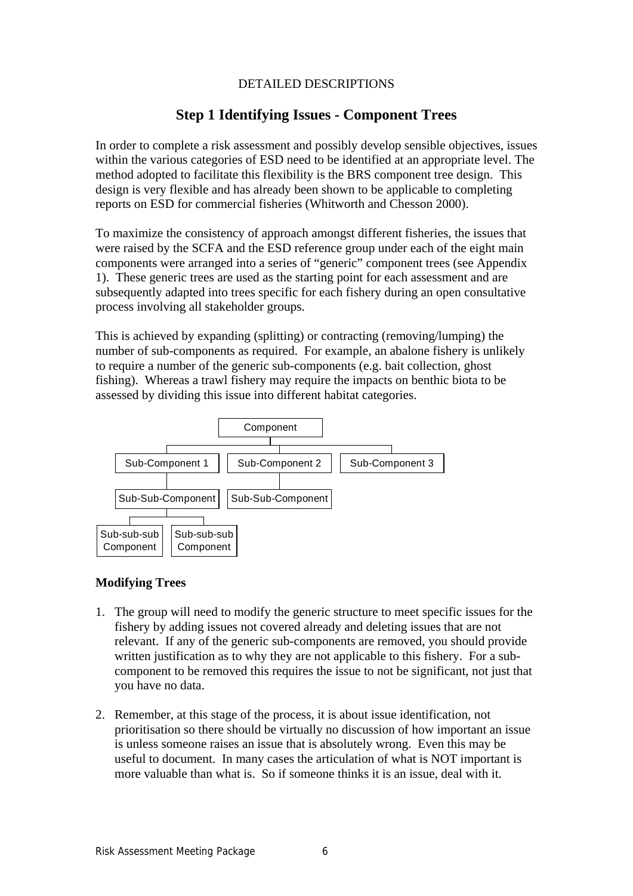DETAILED DESCRIPTIONS

## Step 1 Identifying Issues - Component Trees

In order to complete a risk assessment and possibly develop sensible objectives, issues within the various categories of ESD need to be identified at an appropriate level. The method adopted to facilitate this flexibility is the BRS component tree design. This design is very flexible and has already been shown to be applicable to completing reports on ESD for commercial fisheries (Whitworth and Chesson 2000).

To maximize the consistency of approach amongst different fisheries, the issues that were raised by the SCFA and the ESD reference group under each of the eight main components were arranged into a series of "generic" component trees (see Appendix 1). These generic trees are used as the starting point for each assessment and are subsequently adapted into trees specific for each fishery during an open consultative process involving all stakeholder groups.

This is achieved by expanding (splitting) or contracting (removing/lumping) the number of sub-components as required. For example, an abalone fishery is unlikely to require a number of the generic sub-components (e.g. bait collection, ghost fishing). Whereas a trawl fishery may require the impacts on benthic biota to be assessed by dividing this issue into different habitat categories.

```
                         Component
        ┌───────────────────┼───────────────────┐
  Sub-Component 1     Sub-Component 2     Sub-Component 3
        │                   │
  Sub-Sub-Component   Sub-Sub-Component
    ┌───┴───┐
Sub-sub-sub  Sub-sub-sub
 Component    Component
```

### Modifying Trees

1. The group will need to modify the generic structure to meet specific issues for the fishery by adding issues not covered already and deleting issues that are not relevant. If any of the generic sub-components are removed, you should provide written justification as to why they are not applicable to this fishery. For a sub-component to be removed this requires the issue to not be significant, not just that you have no data.

2. Remember, at this stage of the process, it is about issue identification, not prioritisation so there should be virtually no discussion of how important an issue is unless someone raises an issue that is absolutely wrong. Even this may be useful to document. In many cases the articulation of what is NOT important is more valuable than what is. So if someone thinks it is an issue, deal with it.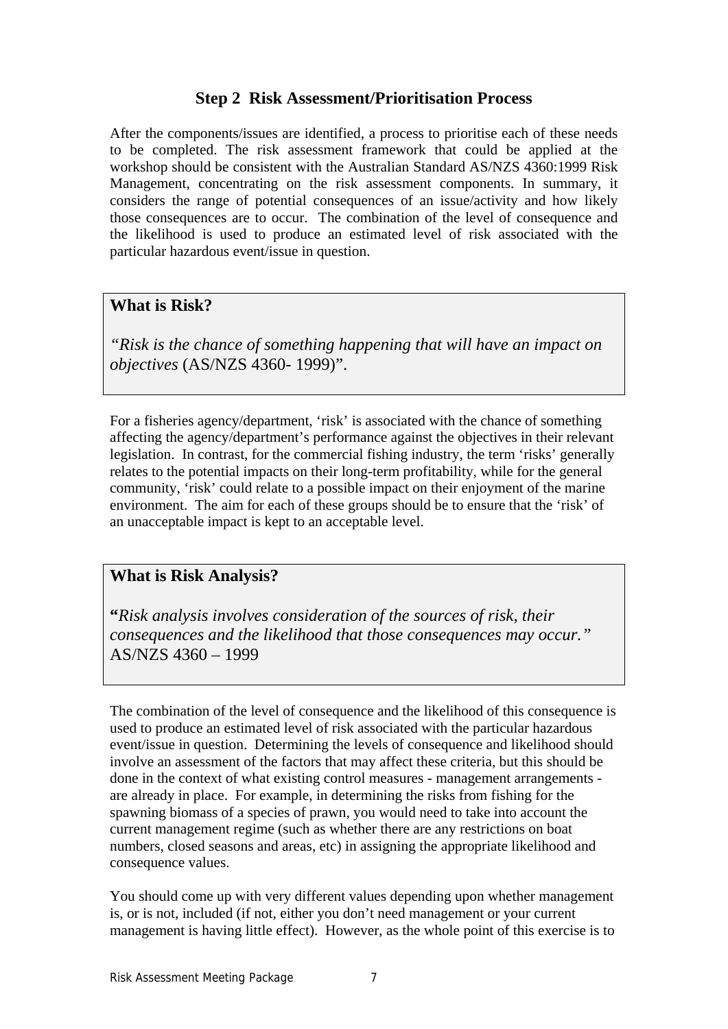## Step 2 Risk Assessment/Prioritisation Process

After the components/issues are identified, a process to prioritise each of these needs to be completed. The risk assessment framework that could be applied at the workshop should be consistent with the Australian Standard AS/NZS 4360:1999 Risk Management, concentrating on the risk assessment components. In summary, it considers the range of potential consequences of an issue/activity and how likely those consequences are to occur. The combination of the level of consequence and the likelihood is used to produce an estimated level of risk associated with the particular hazardous event/issue in question.

> **What is Risk?**
>
> *"Risk is the chance of something happening that will have an impact on objectives* (AS/NZS 4360- 1999)".

For a fisheries agency/department, 'risk' is associated with the chance of something affecting the agency/department's performance against the objectives in their relevant legislation. In contrast, for the commercial fishing industry, the term 'risks' generally relates to the potential impacts on their long-term profitability, while for the general community, 'risk' could relate to a possible impact on their enjoyment of the marine environment. The aim for each of these groups should be to ensure that the 'risk' of an unacceptable impact is kept to an acceptable level.

> **What is Risk Analysis?**
>
> **"***Risk analysis involves consideration of the sources of risk, their consequences and the likelihood that those consequences may occur."* AS/NZS 4360 – 1999

The combination of the level of consequence and the likelihood of this consequence is used to produce an estimated level of risk associated with the particular hazardous event/issue in question. Determining the levels of consequence and likelihood should involve an assessment of the factors that may affect these criteria, but this should be done in the context of what existing control measures - management arrangements - are already in place. For example, in determining the risks from fishing for the spawning biomass of a species of prawn, you would need to take into account the current management regime (such as whether there are any restrictions on boat numbers, closed seasons and areas, etc) in assigning the appropriate likelihood and consequence values.

You should come up with very different values depending upon whether management is, or is not, included (if not, either you don't need management or your current management is having little effect). However, as the whole point of this exercise is to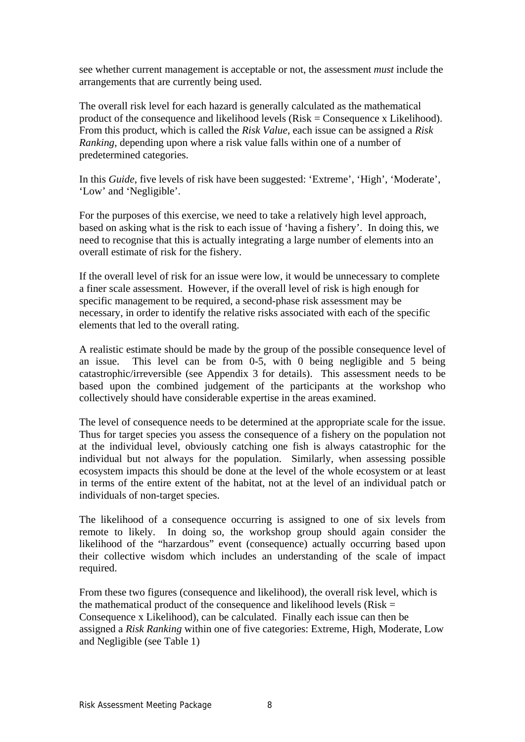see whether current management is acceptable or not, the assessment *must* include the arrangements that are currently being used.

The overall risk level for each hazard is generally calculated as the mathematical product of the consequence and likelihood levels (Risk = Consequence x Likelihood). From this product, which is called the *Risk Value*, each issue can be assigned a *Risk Ranking*, depending upon where a risk value falls within one of a number of predetermined categories.

In this *Guide*, five levels of risk have been suggested: 'Extreme', 'High', 'Moderate', 'Low' and 'Negligible'.

For the purposes of this exercise, we need to take a relatively high level approach, based on asking what is the risk to each issue of 'having a fishery'. In doing this, we need to recognise that this is actually integrating a large number of elements into an overall estimate of risk for the fishery.

If the overall level of risk for an issue were low, it would be unnecessary to complete a finer scale assessment. However, if the overall level of risk is high enough for specific management to be required, a second-phase risk assessment may be necessary, in order to identify the relative risks associated with each of the specific elements that led to the overall rating.

A realistic estimate should be made by the group of the possible consequence level of an issue. This level can be from 0-5, with 0 being negligible and 5 being catastrophic/irreversible (see Appendix 3 for details). This assessment needs to be based upon the combined judgement of the participants at the workshop who collectively should have considerable expertise in the areas examined.

The level of consequence needs to be determined at the appropriate scale for the issue. Thus for target species you assess the consequence of a fishery on the population not at the individual level, obviously catching one fish is always catastrophic for the individual but not always for the population. Similarly, when assessing possible ecosystem impacts this should be done at the level of the whole ecosystem or at least in terms of the entire extent of the habitat, not at the level of an individual patch or individuals of non-target species.

The likelihood of a consequence occurring is assigned to one of six levels from remote to likely. In doing so, the workshop group should again consider the likelihood of the "harzardous" event (consequence) actually occurring based upon their collective wisdom which includes an understanding of the scale of impact required.

From these two figures (consequence and likelihood), the overall risk level, which is the mathematical product of the consequence and likelihood levels (Risk = Consequence x Likelihood), can be calculated. Finally each issue can then be assigned a *Risk Ranking* within one of five categories: Extreme, High, Moderate, Low and Negligible (see Table 1)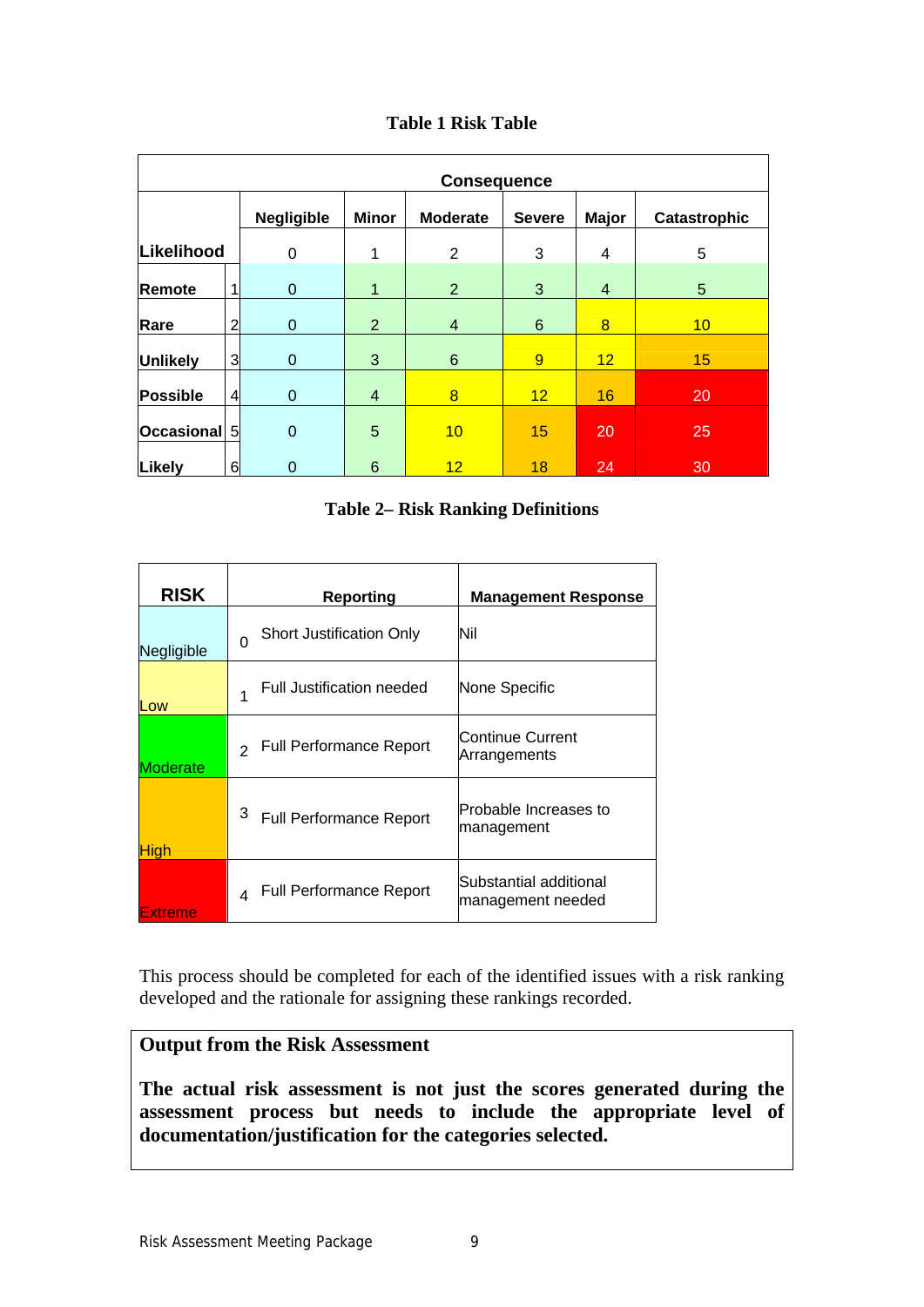**Table 1 Risk Table**

| | | Consequence | | | | | |
|---|---|---|---|---|---|---|---|
| | | Negligible | Minor | Moderate | Severe | Major | Catastrophic |
| **Likelihood** | | 0 | 1 | 2 | 3 | 4 | 5 |
| **Remote** | 1 | 0 | 1 | 2 | 3 | 4 | 5 |
| **Rare** | 2 | 0 | 2 | 4 | 6 | 8 | 10 |
| **Unlikely** | 3 | 0 | 3 | 6 | 9 | 12 | 15 |
| **Possible** | 4 | 0 | 4 | 8 | 12 | 16 | 20 |
| **Occasional** | 5 | 0 | 5 | 10 | 15 | 20 | 25 |
| **Likely** | 6 | 0 | 6 | 12 | 18 | 24 | 30 |

**Table 2– Risk Ranking Definitions**

| RISK | | Reporting | Management Response |
|---|---|---|---|
| Negligible | 0 | Short Justification Only | Nil |
| Low | 1 | Full Justification needed | None Specific |
| Moderate | 2 | Full Performance Report | Continue Current Arrangements |
| High | 3 | Full Performance Report | Probable Increases to management |
| Extreme | 4 | Full Performance Report | Substantial additional management needed |

This process should be completed for each of the identified issues with a risk ranking developed and the rationale for assigning these rankings recorded.

**Output from the Risk Assessment**

**The actual risk assessment is not just the scores generated during the assessment process but needs to include the appropriate level of documentation/justification for the categories selected.**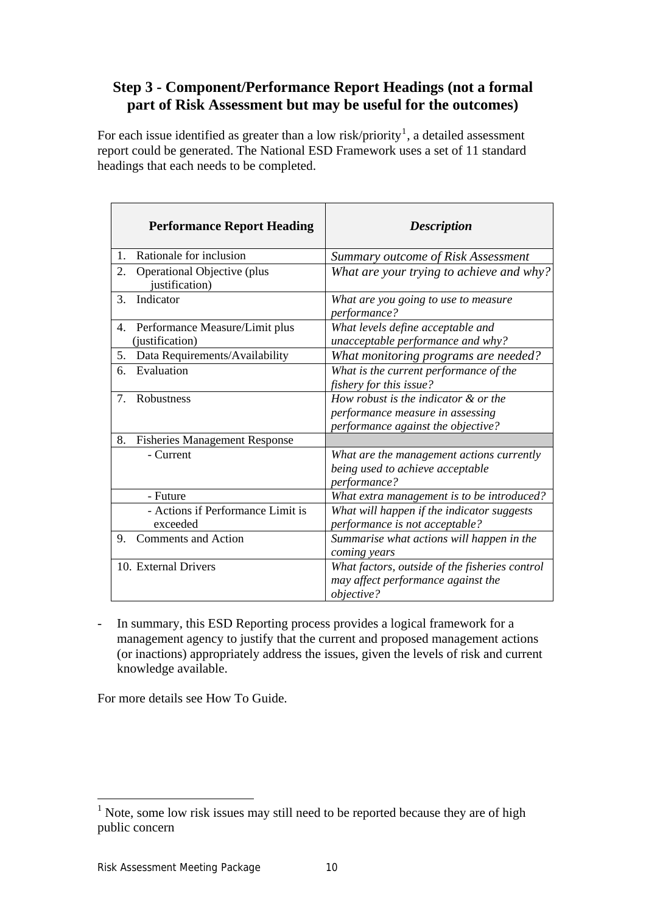## Step 3 - Component/Performance Report Headings (not a formal part of Risk Assessment but may be useful for the outcomes)

For each issue identified as greater than a low risk/priority[1], a detailed assessment report could be generated. The National ESD Framework uses a set of 11 standard headings that each needs to be completed.

| **Performance Report Heading** | ***Description*** |
|---|---|
| 1. Rationale for inclusion | *Summary outcome of Risk Assessment* |
| 2. Operational Objective (plus justification) | *What are your trying to achieve and why?* |
| 3. Indicator | *What are you going to use to measure performance?* |
| 4. Performance Measure/Limit plus (justification) | *What levels define acceptable and unacceptable performance and why?* |
| 5. Data Requirements/Availability | *What monitoring programs are needed?* |
| 6. Evaluation | *What is the current performance of the fishery for this issue?* |
| 7. Robustness | *How robust is the indicator & or the performance measure in assessing performance against the objective?* |
| 8. Fisheries Management Response | |
| - Current | *What are the management actions currently being used to achieve acceptable performance?* |
| - Future | *What extra management is to be introduced?* |
| - Actions if Performance Limit is exceeded | *What will happen if the indicator suggests performance is not acceptable?* |
| 9. Comments and Action | *Summarise what actions will happen in the coming years* |
| 10. External Drivers | *What factors, outside of the fisheries control may affect performance against the objective?* |

- In summary, this ESD Reporting process provides a logical framework for a management agency to justify that the current and proposed management actions (or inactions) appropriately address the issues, given the levels of risk and current knowledge available.

For more details see How To Guide.

[1] Note, some low risk issues may still need to be reported because they are of high public concern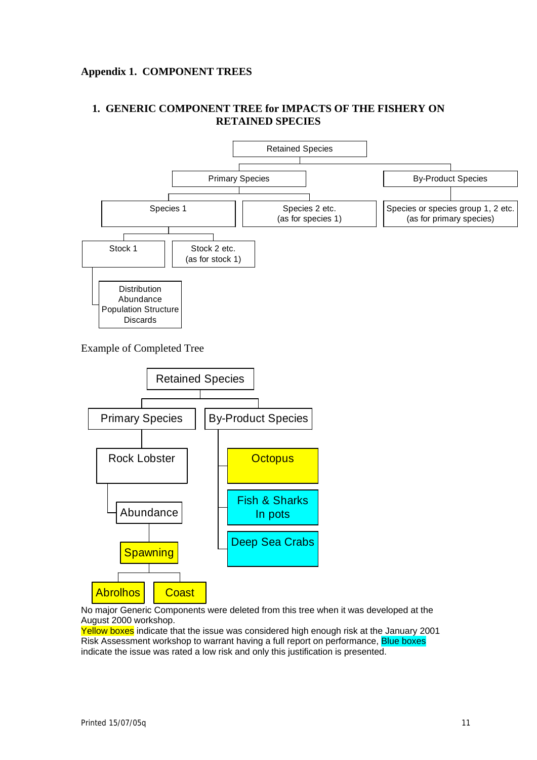**Appendix 1. COMPONENT TREES**

## 1. GENERIC COMPONENT TREE for IMPACTS OF THE FISHERY ON RETAINED SPECIES

- Retained Species
  - Primary Species
    - Species 1
      - Stock 1
        - Distribution
        - Abundance
        - Population Structure
        - Discards
      - Stock 2 etc. (as for stock 1)
    - Species 2 etc. (as for species 1)
  - By-Product Species
    - Species or species group 1, 2 etc. (as for primary species)

Example of Completed Tree

- Retained Species
  - Primary Species
    - Rock Lobster
      - Abundance
        - Spawning
          - Abrolhos
          - Coast
  - By-Product Species
    - Octopus
    - Fish & Sharks In pots
    - Deep Sea Crabs

No major Generic Components were deleted from this tree when it was developed at the August 2000 workshop.

Yellow boxes (Octopus, Spawning, Abrolhos, Coast) indicate that the issue was considered high enough risk at the January 2001 Risk Assessment workshop to warrant having a full report on performance, Blue boxes (Fish & Sharks In pots, Deep Sea Crabs) indicate the issue was rated a low risk and only this justification is presented.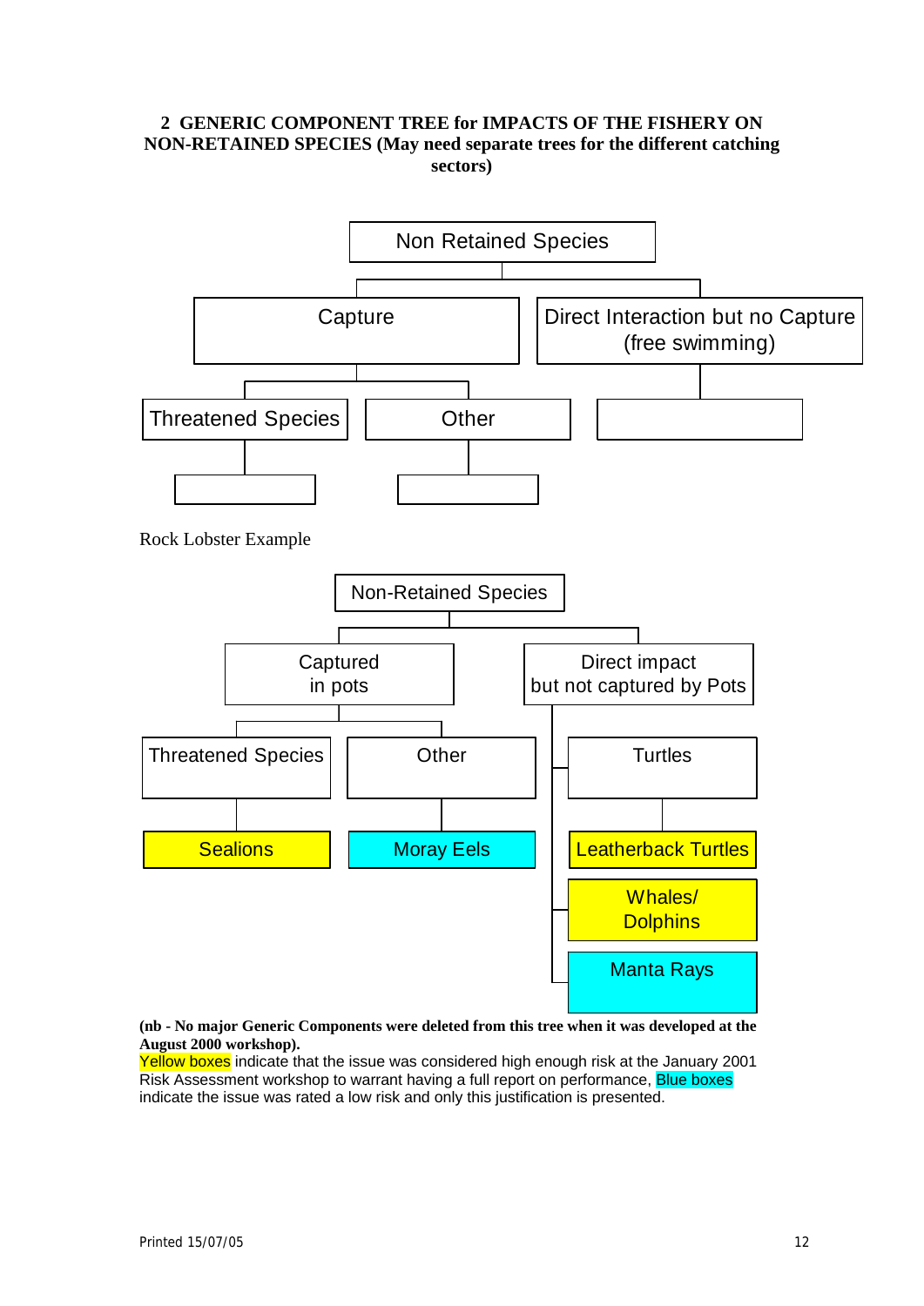## 2 GENERIC COMPONENT TREE for IMPACTS OF THE FISHERY ON NON-RETAINED SPECIES (May need separate trees for the different catching sectors)

- Non Retained Species
  - Capture
    - Threatened Species
    - Other
  - Direct Interaction but no Capture (free swimming)

Rock Lobster Example

- Non-Retained Species
  - Captured in pots
    - Threatened Species
      - Sealions
    - Other
      - Moray Eels
  - Direct impact but not captured by Pots
    - Turtles
      - Leatherback Turtles
    - Whales/ Dolphins
    - Manta Rays

**(nb - No major Generic Components were deleted from this tree when it was developed at the August 2000 workshop).**

Yellow boxes indicate that the issue was considered high enough risk at the January 2001 Risk Assessment workshop to warrant having a full report on performance, Blue boxes indicate the issue was rated a low risk and only this justification is presented.

Printed 15/07/05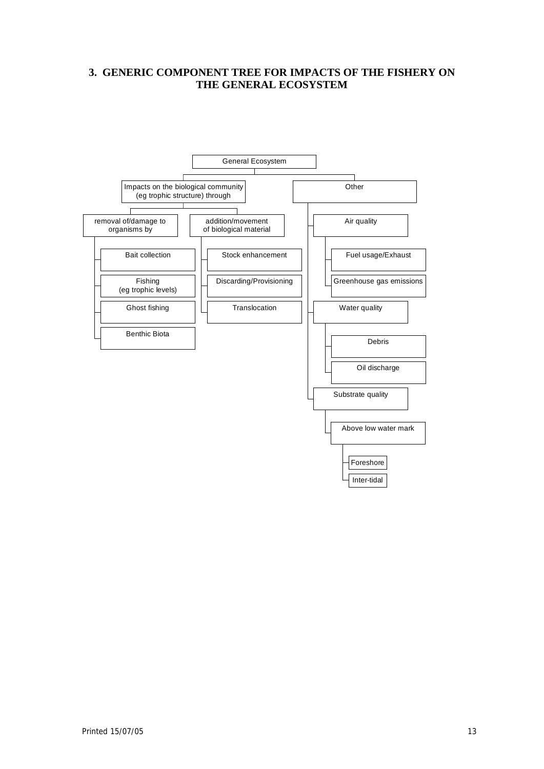## 3. GENERIC COMPONENT TREE FOR IMPACTS OF THE FISHERY ON THE GENERAL ECOSYSTEM

- General Ecosystem
  - Impacts on the biological community (eg trophic structure) through
    - removal of/damage to organisms by
      - Bait collection
      - Fishing (eg trophic levels)
      - Ghost fishing
      - Benthic Biota
    - addition/movement of biological material
      - Stock enhancement
      - Discarding/Provisioning
      - Translocation
  - Other
    - Air quality
      - Fuel usage/Exhaust
      - Greenhouse gas emissions
    - Water quality
      - Debris
      - Oil discharge
    - Substrate quality
      - Above low water mark
        - Foreshore
        - Inter-tidal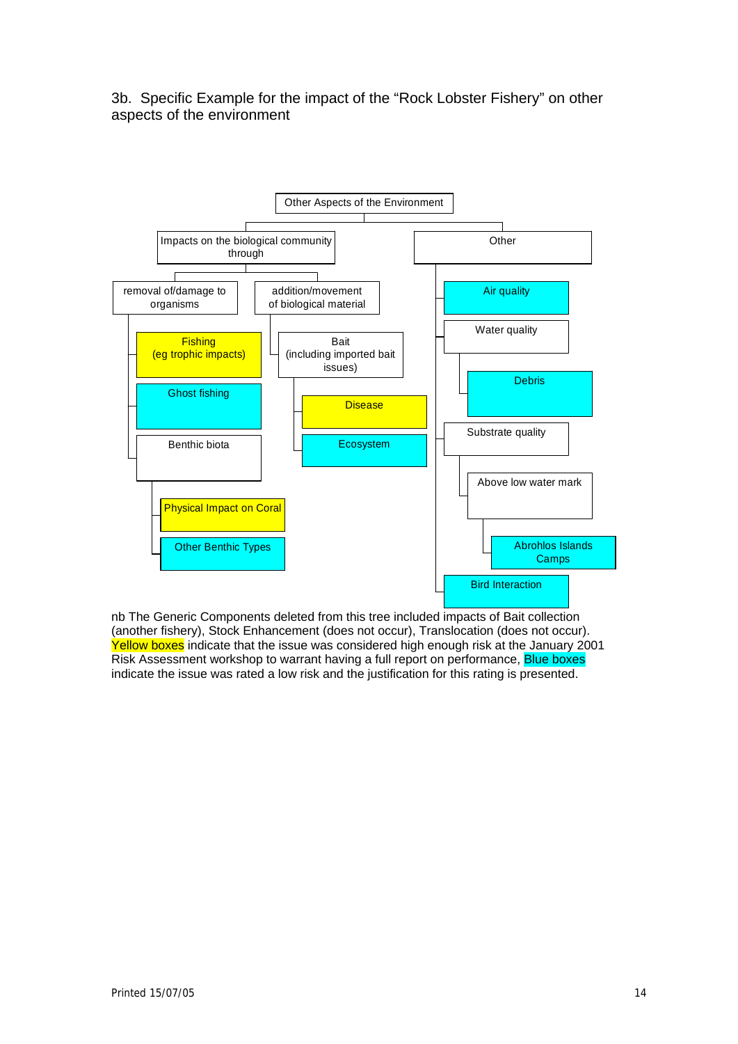3b. Specific Example for the impact of the "Rock Lobster Fishery" on other aspects of the environment

- Other Aspects of the Environment
  - Impacts on the biological community through
    - removal of/damage to organisms
      - Fishing (eg trophic impacts)
      - Ghost fishing
      - Benthic biota
        - Physical Impact on Coral
        - Other Benthic Types
    - addition/movement of biological material
      - Bait (including imported bait issues)
        - Disease
        - Ecosystem
  - Other
    - Air quality
    - Water quality
      - Debris
    - Substrate quality
      - Above low water mark
        - Abrohlos Islands Camps
    - Bird Interaction

nb The Generic Components deleted from this tree included impacts of Bait collection (another fishery), Stock Enhancement (does not occur), Translocation (does not occur). Yellow boxes indicate that the issue was considered high enough risk at the January 2001 Risk Assessment workshop to warrant having a full report on performance, Blue boxes indicate the issue was rated a low risk and the justification for this rating is presented.

Printed 15/07/05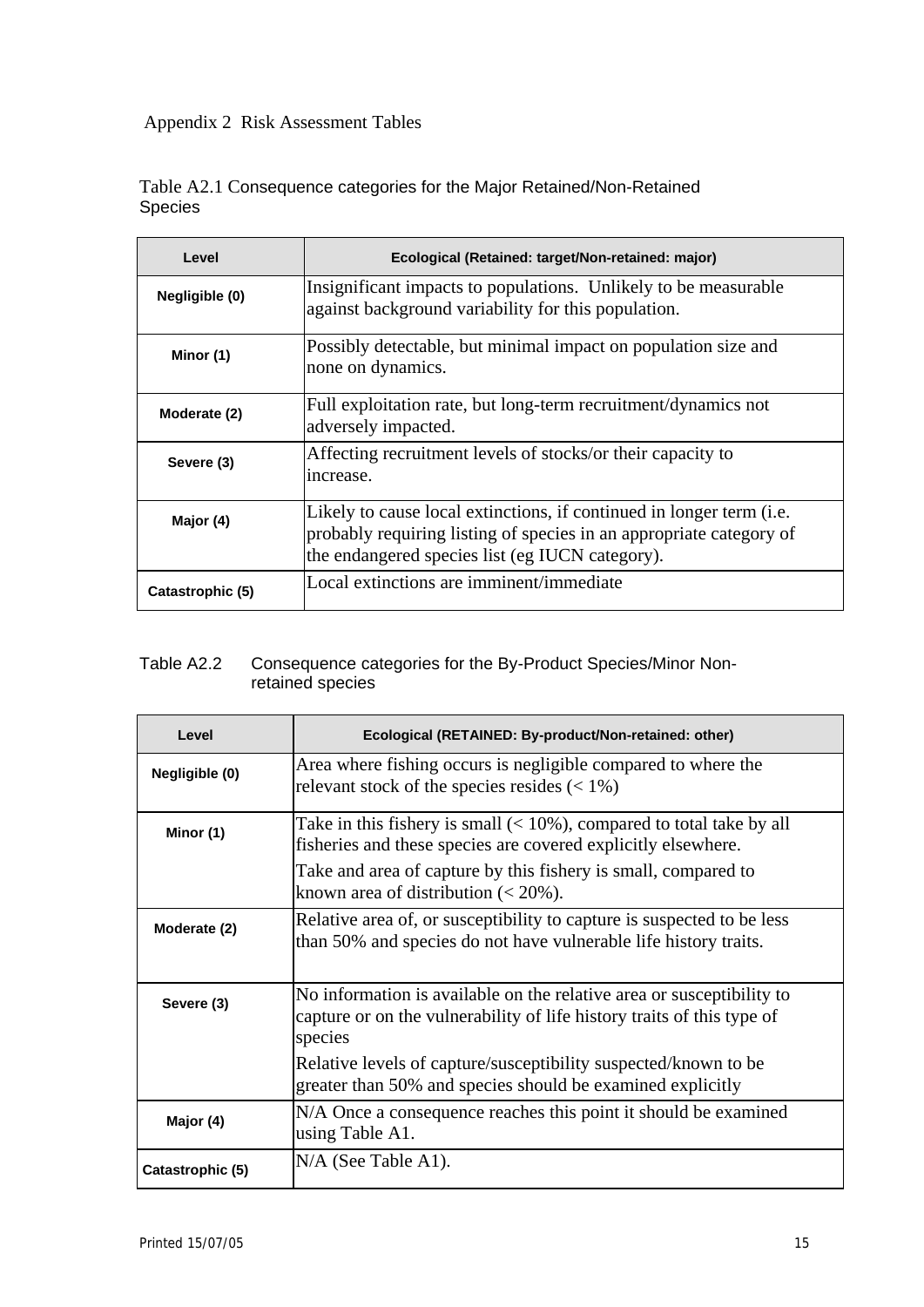## Appendix 2 Risk Assessment Tables

Table A2.1 Consequence categories for the Major Retained/Non-Retained Species

| Level | Ecological (Retained: target/Non-retained: major) |
|---|---|
| Negligible (0) | Insignificant impacts to populations. Unlikely to be measurable against background variability for this population. |
| Minor (1) | Possibly detectable, but minimal impact on population size and none on dynamics. |
| Moderate (2) | Full exploitation rate, but long-term recruitment/dynamics not adversely impacted. |
| Severe (3) | Affecting recruitment levels of stocks/or their capacity to increase. |
| Major (4) | Likely to cause local extinctions, if continued in longer term (i.e. probably requiring listing of species in an appropriate category of the endangered species list (eg IUCN category). |
| Catastrophic (5) | Local extinctions are imminent/immediate |

Table A2.2 Consequence categories for the By-Product Species/Minor Non-retained species

| Level | Ecological (RETAINED: By-product/Non-retained: other) |
|---|---|
| Negligible (0) | Area where fishing occurs is negligible compared to where the relevant stock of the species resides (< 1%) |
| Minor (1) | Take in this fishery is small (< 10%), compared to total take by all fisheries and these species are covered explicitly elsewhere.<br>Take and area of capture by this fishery is small, compared to known area of distribution (< 20%). |
| Moderate (2) | Relative area of, or susceptibility to capture is suspected to be less than 50% and species do not have vulnerable life history traits. |
| Severe (3) | No information is available on the relative area or susceptibility to capture or on the vulnerability of life history traits of this type of species<br>Relative levels of capture/susceptibility suspected/known to be greater than 50% and species should be examined explicitly |
| Major (4) | N/A Once a consequence reaches this point it should be examined using Table A1. |
| Catastrophic (5) | N/A (See Table A1). |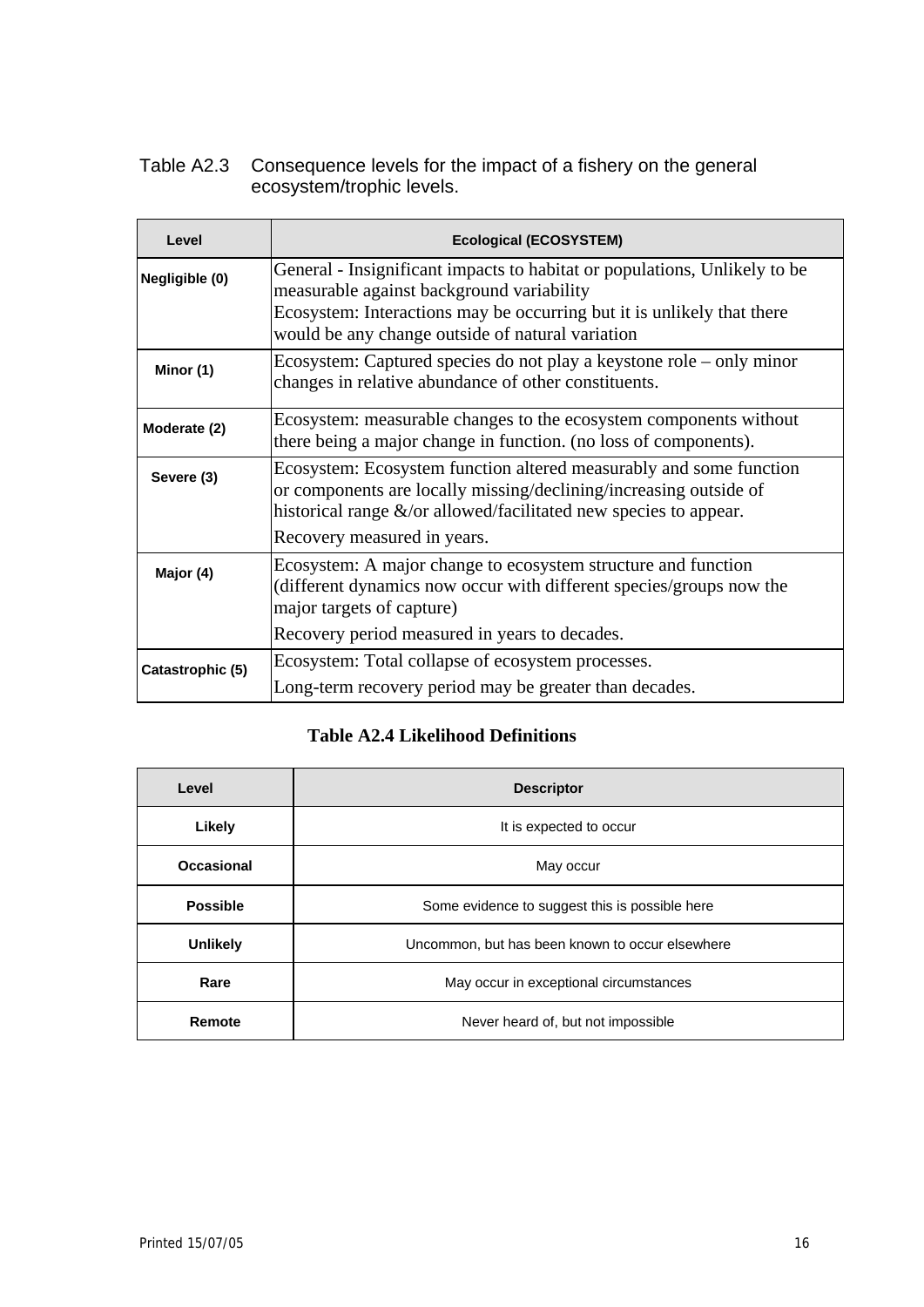Table A2.3 Consequence levels for the impact of a fishery on the general ecosystem/trophic levels.

| Level | Ecological (ECOSYSTEM) |
|---|---|
| Negligible (0) | General - Insignificant impacts to habitat or populations, Unlikely to be measurable against background variability<br>Ecosystem: Interactions may be occurring but it is unlikely that there would be any change outside of natural variation |
| Minor (1) | Ecosystem: Captured species do not play a keystone role – only minor changes in relative abundance of other constituents. |
| Moderate (2) | Ecosystem: measurable changes to the ecosystem components without there being a major change in function. (no loss of components). |
| Severe (3) | Ecosystem: Ecosystem function altered measurably and some function or components are locally missing/declining/increasing outside of historical range &/or allowed/facilitated new species to appear.<br>Recovery measured in years. |
| Major (4) | Ecosystem: A major change to ecosystem structure and function (different dynamics now occur with different species/groups now the major targets of capture)<br>Recovery period measured in years to decades. |
| Catastrophic (5) | Ecosystem: Total collapse of ecosystem processes.<br>Long-term recovery period may be greater than decades. |

**Table A2.4 Likelihood Definitions**

| Level | Descriptor |
|---|---|
| Likely | It is expected to occur |
| Occasional | May occur |
| Possible | Some evidence to suggest this is possible here |
| Unlikely | Uncommon, but has been known to occur elsewhere |
| Rare | May occur in exceptional circumstances |
| Remote | Never heard of, but not impossible |